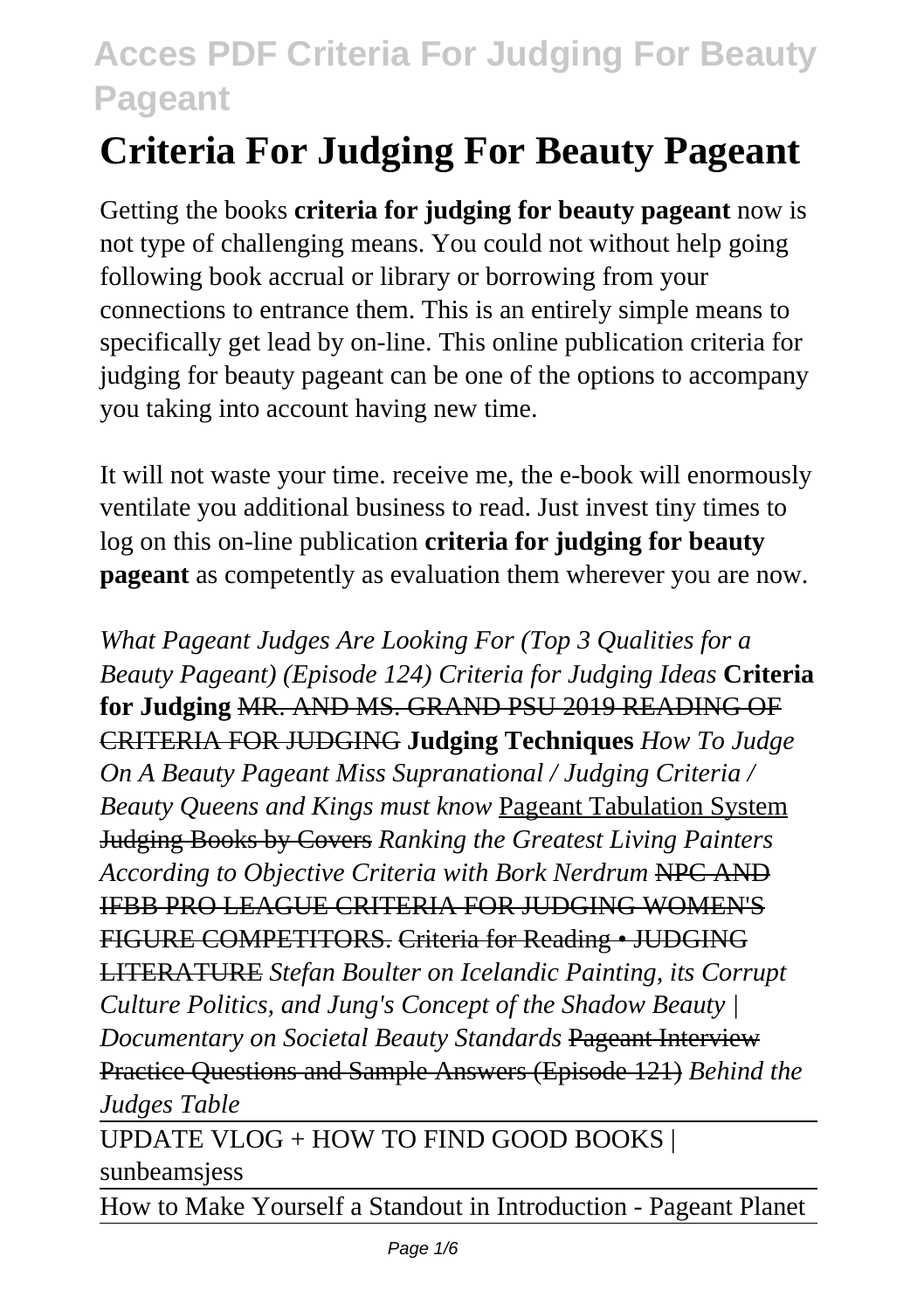# Criteria For Judging For Beauty Pageant

Getting the books **criteria for judging for beauty pageant** now is not type of challenging means. You could not without help going following book accrual or library or borrowing from your connections to entrance them. This is an entirely simple means to specifically get lead by on-line. This online publication criteria for judging for beauty pageant can be one of the options to accompany you taking into account having new time.

It will not waste your time. receive me, the e-book will enormously ventilate you additional business to read. Just invest tiny times to log on this on-line publication **criteria for judging for beauty pageant** as competently as evaluation them wherever you are now.

*What Pageant Judges Are Looking For (Top 3 Qualities for a Beauty Pageant) (Episode 124) Criteria for Judging Ideas* **Criteria for Judging** MR. AND MS. GRAND PSU 2019 READING OF CRITERIA FOR JUDGING **Judging Techniques** *How To Judge On A Beauty Pageant Miss Supranational / Judging Criteria / Beauty Queens and Kings must know* Pageant Tabulation System Judging Books by Covers *Ranking the Greatest Living Painters According to Objective Criteria with Bork Nerdrum* NPC AND IFBB PRO LEAGUE CRITERIA FOR JUDGING WOMEN'S FIGURE COMPETITORS. Criteria for Reading • JUDGING LITERATURE *Stefan Boulter on Icelandic Painting, its Corrupt Culture Politics, and Jung's Concept of the Shadow Beauty | Documentary on Societal Beauty Standards* Pageant Interview Practice Questions and Sample Answers (Episode 121) *Behind the Judges Table*

UPDATE VLOG + HOW TO FIND GOOD BOOKS | sunbeamsjess

How to Make Yourself a Standout in Introduction - Pageant Planet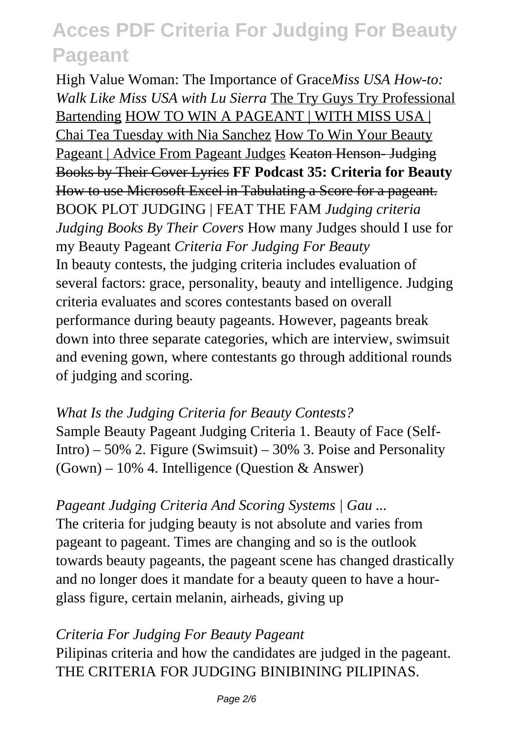High Value Woman: The Importance of Grace*Miss USA How-to: Walk Like Miss USA with Lu Sierra* The Try Guys Try Professional Bartending HOW TO WIN A PAGEANT | WITH MISS USA | Chai Tea Tuesday with Nia Sanchez How To Win Your Beauty Pageant | Advice From Pageant Judges ~~Keaton Henson- Judging Books by Their Cover Lyrics~~ **FF Podcast 35: Criteria for Beauty** ~~How to use Microsoft Excel in Tabulating a Score for a pageant.~~ BOOK PLOT JUDGING | FEAT THE FAM *Judging criteria Judging Books By Their Covers* How many Judges should I use for my Beauty Pageant *Criteria For Judging For Beauty*

In beauty contests, the judging criteria includes evaluation of several factors: grace, personality, beauty and intelligence. Judging criteria evaluates and scores contestants based on overall performance during beauty pageants. However, pageants break down into three separate categories, which are interview, swimsuit and evening gown, where contestants go through additional rounds of judging and scoring.

*What Is the Judging Criteria for Beauty Contests?*

Sample Beauty Pageant Judging Criteria 1. Beauty of Face (Self-Intro) – 50% 2. Figure (Swimsuit) – 30% 3. Poise and Personality (Gown) – 10% 4. Intelligence (Question & Answer)

*Pageant Judging Criteria And Scoring Systems | Gau ...*

The criteria for judging beauty is not absolute and varies from pageant to pageant. Times are changing and so is the outlook towards beauty pageants, the pageant scene has changed drastically and no longer does it mandate for a beauty queen to have a hour-glass figure, certain melanin, airheads, giving up

*Criteria For Judging For Beauty Pageant*

Pilipinas criteria and how the candidates are judged in the pageant. THE CRITERIA FOR JUDGING BINIBINING PILIPINAS.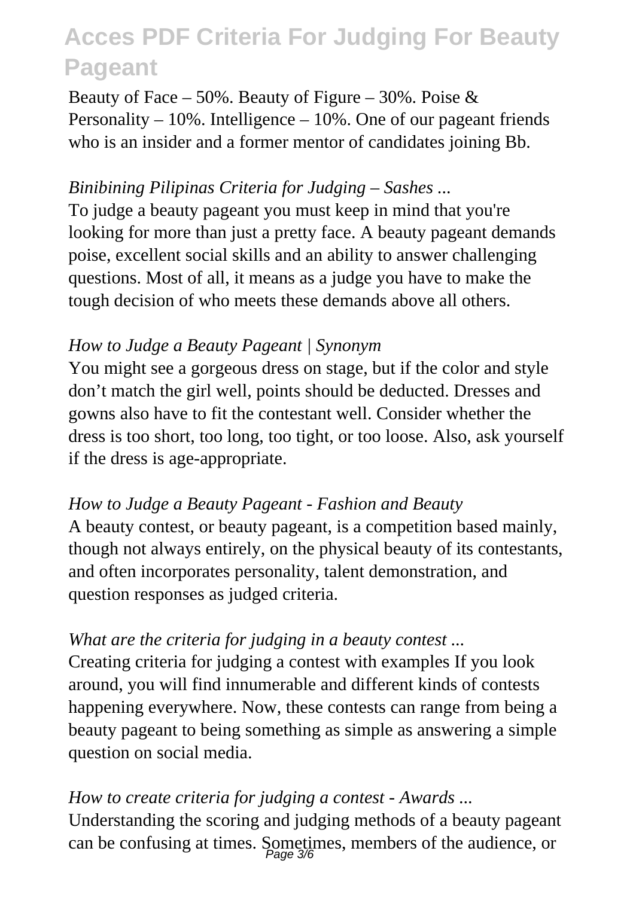Beauty of Face – 50%. Beauty of Figure – 30%. Poise & Personality – 10%. Intelligence – 10%. One of our pageant friends who is an insider and a former mentor of candidates joining Bb.

*Binibining Pilipinas Criteria for Judging – Sashes ...*

To judge a beauty pageant you must keep in mind that you're looking for more than just a pretty face. A beauty pageant demands poise, excellent social skills and an ability to answer challenging questions. Most of all, it means as a judge you have to make the tough decision of who meets these demands above all others.

*How to Judge a Beauty Pageant | Synonym*

You might see a gorgeous dress on stage, but if the color and style don't match the girl well, points should be deducted. Dresses and gowns also have to fit the contestant well. Consider whether the dress is too short, too long, too tight, or too loose. Also, ask yourself if the dress is age-appropriate.

*How to Judge a Beauty Pageant - Fashion and Beauty*

A beauty contest, or beauty pageant, is a competition based mainly, though not always entirely, on the physical beauty of its contestants, and often incorporates personality, talent demonstration, and question responses as judged criteria.

*What are the criteria for judging in a beauty contest ...*

Creating criteria for judging a contest with examples If you look around, you will find innumerable and different kinds of contests happening everywhere. Now, these contests can range from being a beauty pageant to being something as simple as answering a simple question on social media.

*How to create criteria for judging a contest - Awards ...*

Understanding the scoring and judging methods of a beauty pageant can be confusing at times. Sometimes, members of the audience, or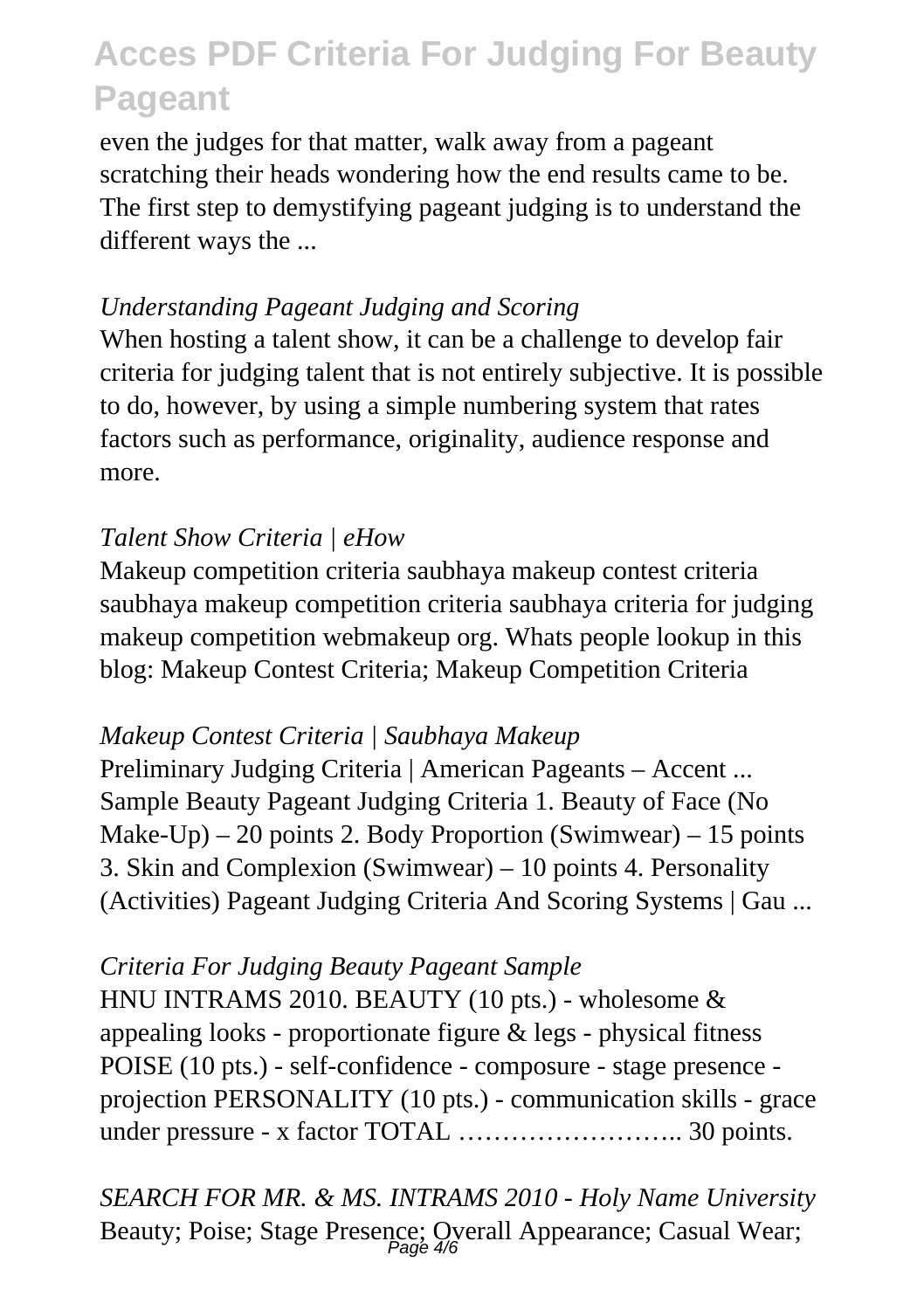even the judges for that matter, walk away from a pageant scratching their heads wondering how the end results came to be. The first step to demystifying pageant judging is to understand the different ways the ...

*Understanding Pageant Judging and Scoring*

When hosting a talent show, it can be a challenge to develop fair criteria for judging talent that is not entirely subjective. It is possible to do, however, by using a simple numbering system that rates factors such as performance, originality, audience response and more.

*Talent Show Criteria | eHow*

Makeup competition criteria saubhaya makeup contest criteria saubhaya makeup competition criteria saubhaya criteria for judging makeup competition webmakeup org. Whats people lookup in this blog: Makeup Contest Criteria; Makeup Competition Criteria

*Makeup Contest Criteria | Saubhaya Makeup*

Preliminary Judging Criteria | American Pageants – Accent ... Sample Beauty Pageant Judging Criteria 1. Beauty of Face (No Make-Up) – 20 points 2. Body Proportion (Swimwear) – 15 points 3. Skin and Complexion (Swimwear) – 10 points 4. Personality (Activities) Pageant Judging Criteria And Scoring Systems | Gau ...

*Criteria For Judging Beauty Pageant Sample*

HNU INTRAMS 2010. BEAUTY (10 pts.) - wholesome & appealing looks - proportionate figure & legs - physical fitness POISE (10 pts.) - self-confidence - composure - stage presence - projection PERSONALITY (10 pts.) - communication skills - grace under pressure - x factor TOTAL …………………….. 30 points.

*SEARCH FOR MR. & MS. INTRAMS 2010 - Holy Name University*

Beauty; Poise; Stage Presence; Overall Appearance; Casual Wear;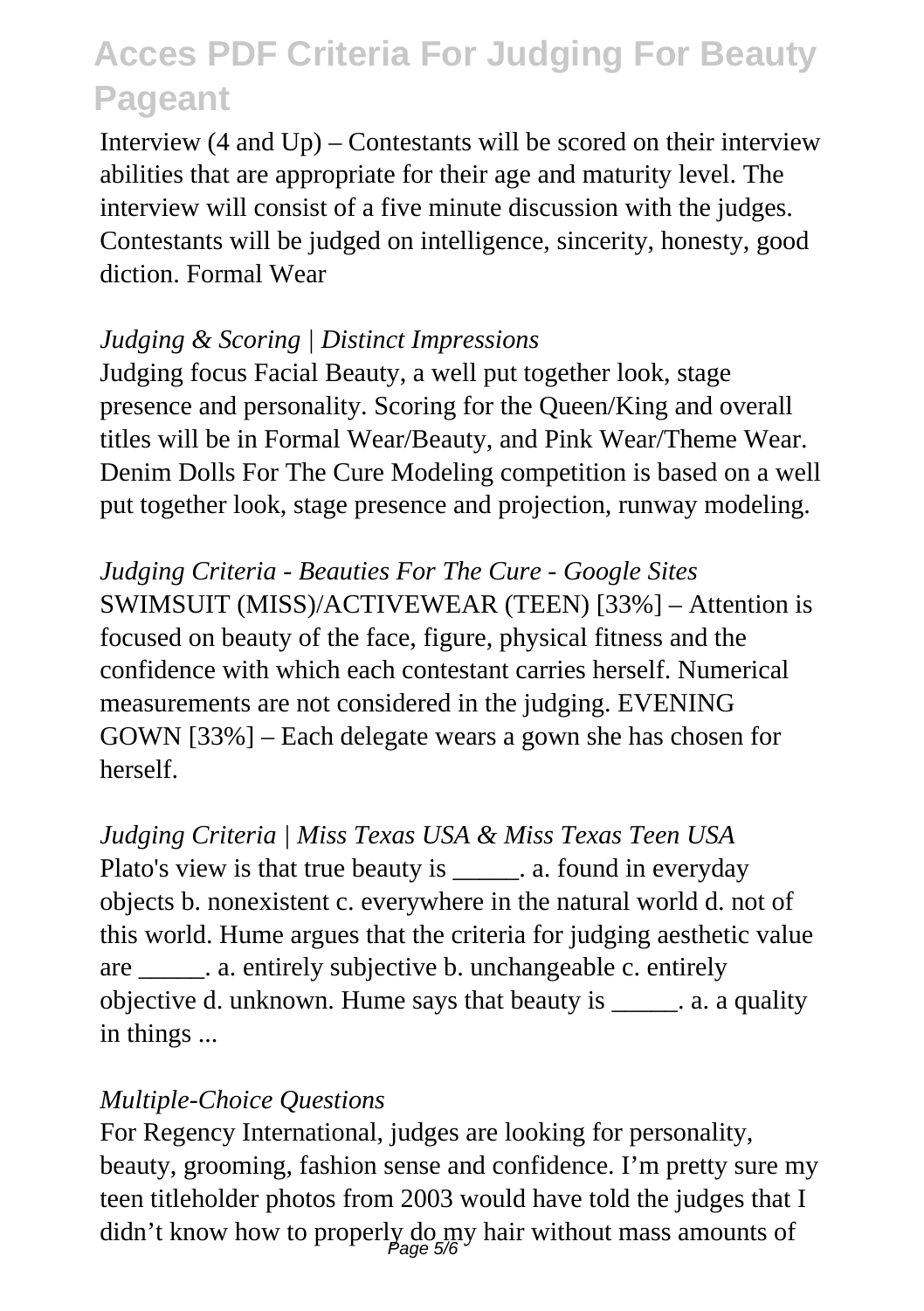Interview (4 and Up) – Contestants will be scored on their interview abilities that are appropriate for their age and maturity level. The interview will consist of a five minute discussion with the judges. Contestants will be judged on intelligence, sincerity, honesty, good diction. Formal Wear

*Judging & Scoring | Distinct Impressions*

Judging focus Facial Beauty, a well put together look, stage presence and personality. Scoring for the Queen/King and overall titles will be in Formal Wear/Beauty, and Pink Wear/Theme Wear. Denim Dolls For The Cure Modeling competition is based on a well put together look, stage presence and projection, runway modeling.

*Judging Criteria - Beauties For The Cure - Google Sites*

SWIMSUIT (MISS)/ACTIVEWEAR (TEEN) [33%] – Attention is focused on beauty of the face, figure, physical fitness and the confidence with which each contestant carries herself. Numerical measurements are not considered in the judging. EVENING GOWN [33%] – Each delegate wears a gown she has chosen for herself.

*Judging Criteria | Miss Texas USA & Miss Texas Teen USA*

Plato's view is that true beauty is _____. a. found in everyday objects b. nonexistent c. everywhere in the natural world d. not of this world. Hume argues that the criteria for judging aesthetic value are _____. a. entirely subjective b. unchangeable c. entirely objective d. unknown. Hume says that beauty is _____. a. a quality in things ...

*Multiple-Choice Questions*

For Regency International, judges are looking for personality, beauty, grooming, fashion sense and confidence. I'm pretty sure my teen titleholder photos from 2003 would have told the judges that I didn't know how to properly do my hair without mass amounts of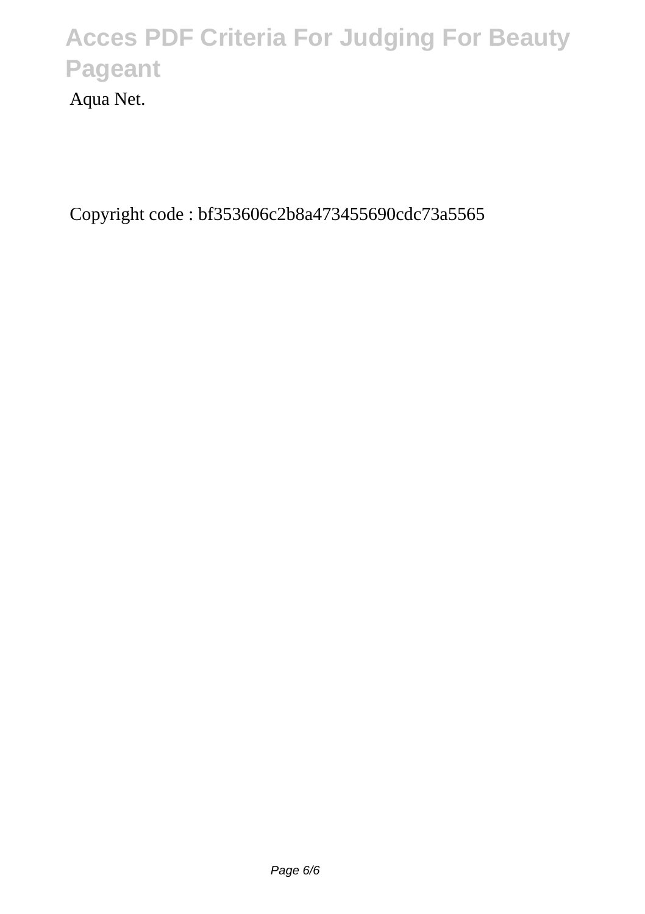Aqua Net.

Copyright code : bf353606c2b8a473455690cdc73a5565